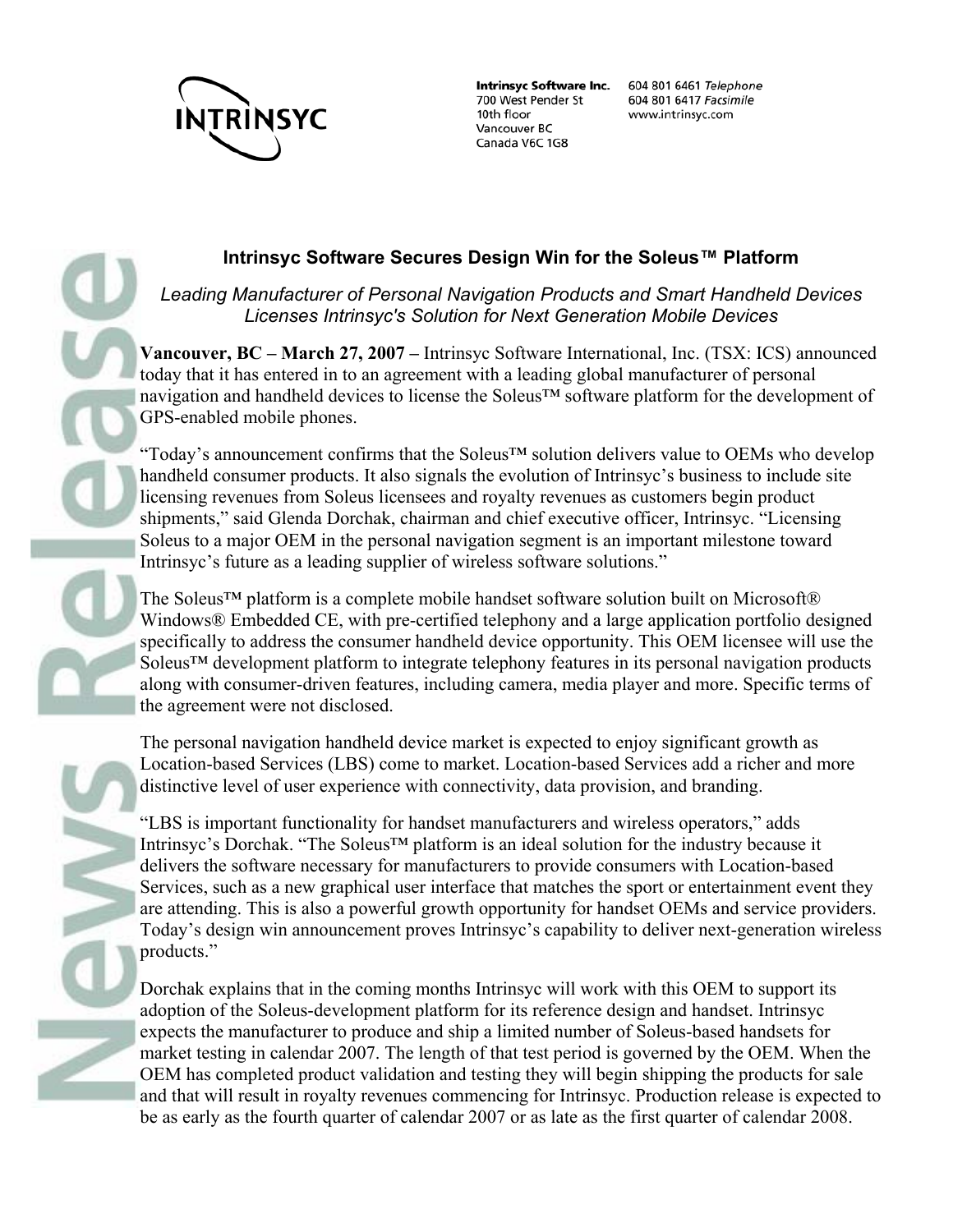**Intrinsyc Software Inc.**
700 West Pender St
10th floor
Vancouver BC
Canada V6C 1G8

604 801 6461 *Telephone*
604 801 6417 *Facsimile*
www.intrinsyc.com

News Release

# Intrinsyc Software Secures Design Win for the Soleus™ Platform

*Leading Manufacturer of Personal Navigation Products and Smart Handheld Devices Licenses Intrinsyc's Solution for Next Generation Mobile Devices*

**Vancouver, BC – March 27, 2007 –** Intrinsyc Software International, Inc. (TSX: ICS) announced today that it has entered in to an agreement with a leading global manufacturer of personal navigation and handheld devices to license the Soleus™ software platform for the development of GPS-enabled mobile phones.

"Today's announcement confirms that the Soleus™ solution delivers value to OEMs who develop handheld consumer products. It also signals the evolution of Intrinsyc's business to include site licensing revenues from Soleus licensees and royalty revenues as customers begin product shipments," said Glenda Dorchak, chairman and chief executive officer, Intrinsyc. "Licensing Soleus to a major OEM in the personal navigation segment is an important milestone toward Intrinsyc's future as a leading supplier of wireless software solutions."

The Soleus™ platform is a complete mobile handset software solution built on Microsoft® Windows® Embedded CE, with pre-certified telephony and a large application portfolio designed specifically to address the consumer handheld device opportunity. This OEM licensee will use the Soleus™ development platform to integrate telephony features in its personal navigation products along with consumer-driven features, including camera, media player and more. Specific terms of the agreement were not disclosed.

The personal navigation handheld device market is expected to enjoy significant growth as Location-based Services (LBS) come to market. Location-based Services add a richer and more distinctive level of user experience with connectivity, data provision, and branding.

"LBS is important functionality for handset manufacturers and wireless operators," adds Intrinsyc's Dorchak. "The Soleus™ platform is an ideal solution for the industry because it delivers the software necessary for manufacturers to provide consumers with Location-based Services, such as a new graphical user interface that matches the sport or entertainment event they are attending. This is also a powerful growth opportunity for handset OEMs and service providers. Today's design win announcement proves Intrinsyc's capability to deliver next-generation wireless products."

Dorchak explains that in the coming months Intrinsyc will work with this OEM to support its adoption of the Soleus-development platform for its reference design and handset. Intrinsyc expects the manufacturer to produce and ship a limited number of Soleus-based handsets for market testing in calendar 2007. The length of that test period is governed by the OEM. When the OEM has completed product validation and testing they will begin shipping the products for sale and that will result in royalty revenues commencing for Intrinsyc. Production release is expected to be as early as the fourth quarter of calendar 2007 or as late as the first quarter of calendar 2008.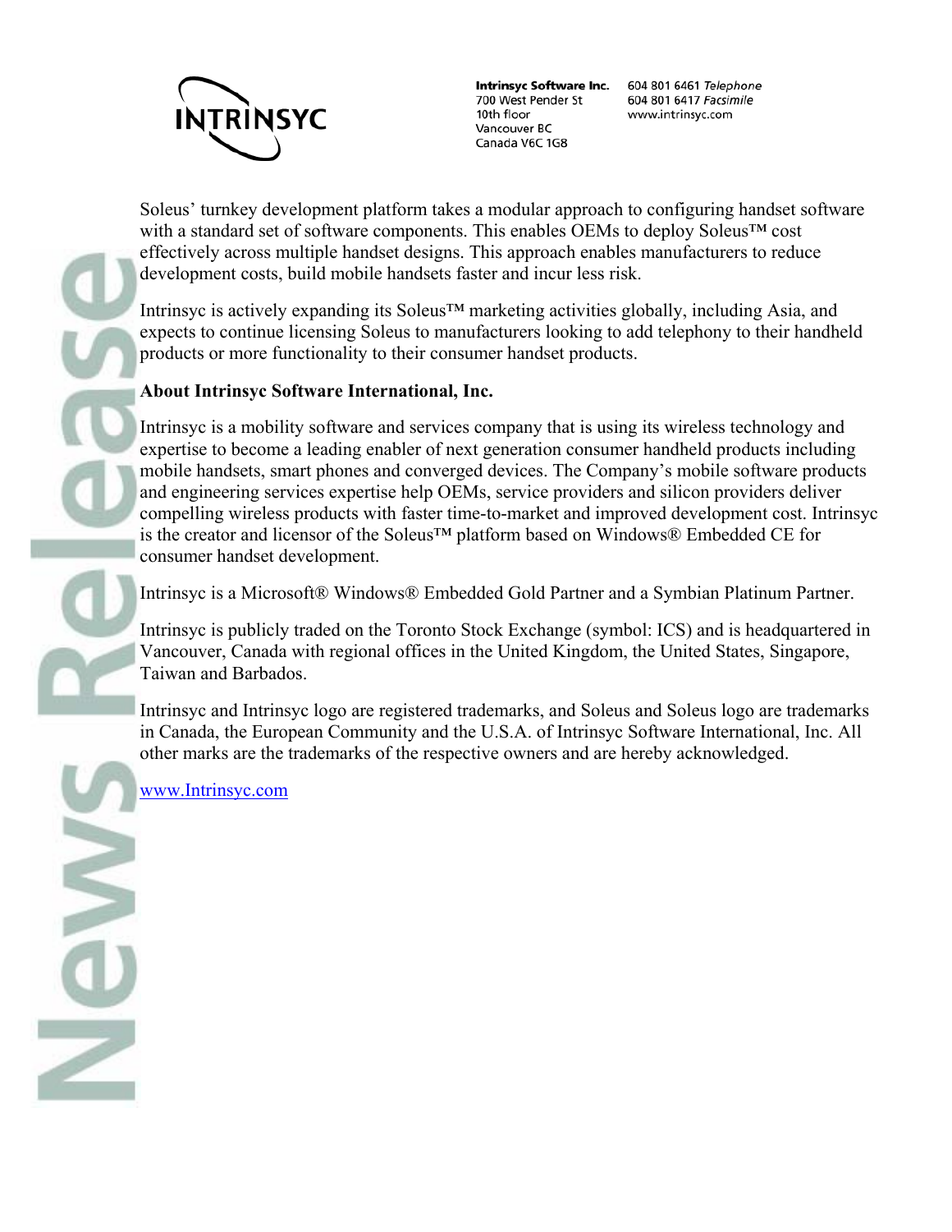Soleus' turnkey development platform takes a modular approach to configuring handset software with a standard set of software components. This enables OEMs to deploy Soleus™ cost effectively across multiple handset designs. This approach enables manufacturers to reduce development costs, build mobile handsets faster and incur less risk.

Intrinsyc is actively expanding its Soleus™ marketing activities globally, including Asia, and expects to continue licensing Soleus to manufacturers looking to add telephony to their handheld products or more functionality to their consumer handset products.

**About Intrinsyc Software International, Inc.**

Intrinsyc is a mobility software and services company that is using its wireless technology and expertise to become a leading enabler of next generation consumer handheld products including mobile handsets, smart phones and converged devices. The Company's mobile software products and engineering services expertise help OEMs, service providers and silicon providers deliver compelling wireless products with faster time-to-market and improved development cost. Intrinsyc is the creator and licensor of the Soleus™ platform based on Windows® Embedded CE for consumer handset development.

Intrinsyc is a Microsoft® Windows® Embedded Gold Partner and a Symbian Platinum Partner.

Intrinsyc is publicly traded on the Toronto Stock Exchange (symbol: ICS) and is headquartered in Vancouver, Canada with regional offices in the United Kingdom, the United States, Singapore, Taiwan and Barbados.

Intrinsyc and Intrinsyc logo are registered trademarks, and Soleus and Soleus logo are trademarks in Canada, the European Community and the U.S.A. of Intrinsyc Software International, Inc. All other marks are the trademarks of the respective owners and are hereby acknowledged.

www.Intrinsyc.com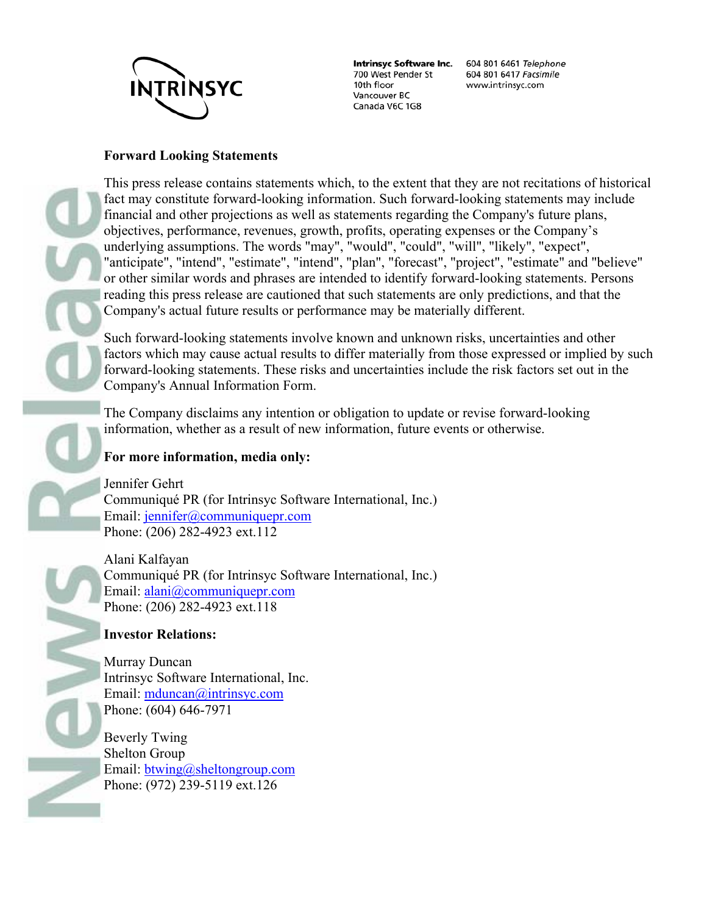**Intrinsyc Software Inc.**
700 West Pender St
10th floor
Vancouver BC
Canada V6C 1G8

604 801 6461 *Telephone*
604 801 6417 *Facsimile*
www.intrinsyc.com

**Forward Looking Statements**

This press release contains statements which, to the extent that they are not recitations of historical fact may constitute forward-looking information. Such forward-looking statements may include financial and other projections as well as statements regarding the Company's future plans, objectives, performance, revenues, growth, profits, operating expenses or the Company's underlying assumptions. The words "may", "would", "could", "will", "likely", "expect", "anticipate", "intend", "estimate", "intend", "plan", "forecast", "project", "estimate" and "believe" or other similar words and phrases are intended to identify forward-looking statements. Persons reading this press release are cautioned that such statements are only predictions, and that the Company's actual future results or performance may be materially different.

Such forward-looking statements involve known and unknown risks, uncertainties and other factors which may cause actual results to differ materially from those expressed or implied by such forward-looking statements. These risks and uncertainties include the risk factors set out in the Company's Annual Information Form.

The Company disclaims any intention or obligation to update or revise forward-looking information, whether as a result of new information, future events or otherwise.

**For more information, media only:**

Jennifer Gehrt
Communiqué PR (for Intrinsyc Software International, Inc.)
Email: jennifer@communiquepr.com
Phone: (206) 282-4923 ext.112

Alani Kalfayan
Communiqué PR (for Intrinsyc Software International, Inc.)
Email: alani@communiquepr.com
Phone: (206) 282-4923 ext.118

**Investor Relations:**

Murray Duncan
Intrinsyc Software International, Inc.
Email: mduncan@intrinsyc.com
Phone: (604) 646-7971

Beverly Twing
Shelton Group
Email: btwing@sheltongroup.com
Phone: (972) 239-5119 ext.126